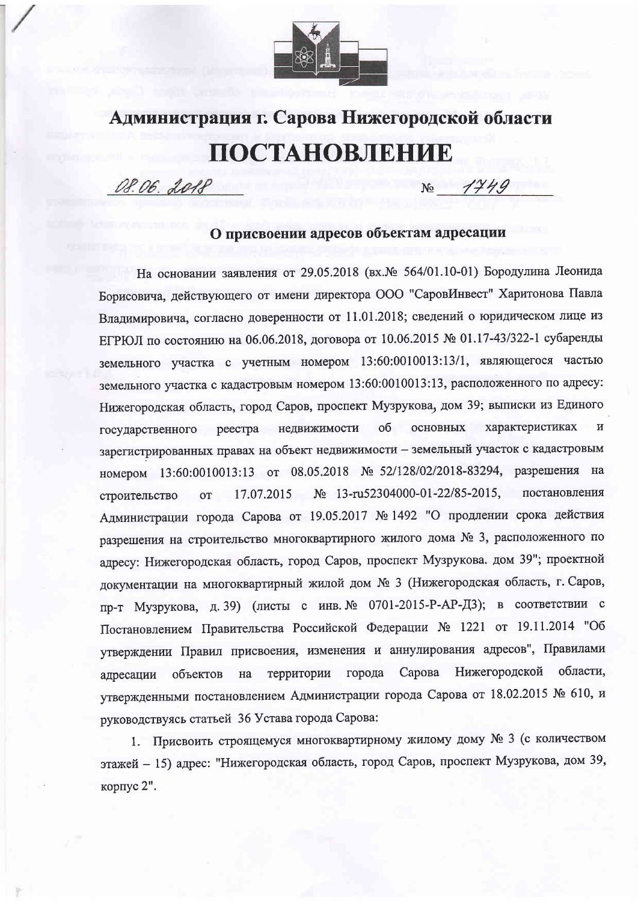# Администрация г. Сарова Нижегородской области

# ПОСТАНОВЛЕНИЕ

08.06.2018 № 1749

## О присвоении адресов объектам адресации

На основании заявления от 29.05.2018 (вх.№ 564/01.10-01) Бородулина Леонида Борисовича, действующего от имени директора ООО "СаровИнвест" Харитонова Павла Владимировича, согласно доверенности от 11.01.2018; сведений о юридическом лице из ЕГРЮЛ по состоянию на 06.06.2018, договора от 10.06.2015 № 01.17-43/322-1 субаренды земельного участка с учетным номером 13:60:0010013:13/1, являющегося частью земельного участка с кадастровым номером 13:60:0010013:13, расположенного по адресу: Нижегородская область, город Саров, проспект Музрукова, дом 39; выписки из Единого государственного реестра недвижимости об основных характеристиках и зарегистрированных правах на объект недвижимости – земельный участок с кадастровым номером 13:60:0010013:13 от 08.05.2018 № 52/128/02/2018-83294, разрешения на строительство от 17.07.2015 № 13-ru52304000-01-22/85-2015, постановления Администрации города Сарова от 19.05.2017 № 1492 "О продлении срока действия разрешения на строительство многоквартирного жилого дома № 3, расположенного по адресу: Нижегородская область, город Саров, проспект Музрукова. дом 39"; проектной документации на многоквартирный жилой дом № 3 (Нижегородская область, г. Саров, пр-т Музрукова, д. 39) (листы с инв. № 0701-2015-Р-АР-Д3); в соответствии с Постановлением Правительства Российской Федерации № 1221 от 19.11.2014 "Об утверждении Правил присвоения, изменения и аннулирования адресов", Правилами адресации объектов на территории города Сарова Нижегородской области, утвержденными постановлением Администрации города Сарова от 18.02.2015 № 610, и руководствуясь статьей 36 Устава города Сарова:

1. Присвоить строящемуся многоквартирному жилому дому № 3 (с количеством этажей – 15) адрес: "Нижегородская область, город Саров, проспект Музрукова, дом 39, корпус 2".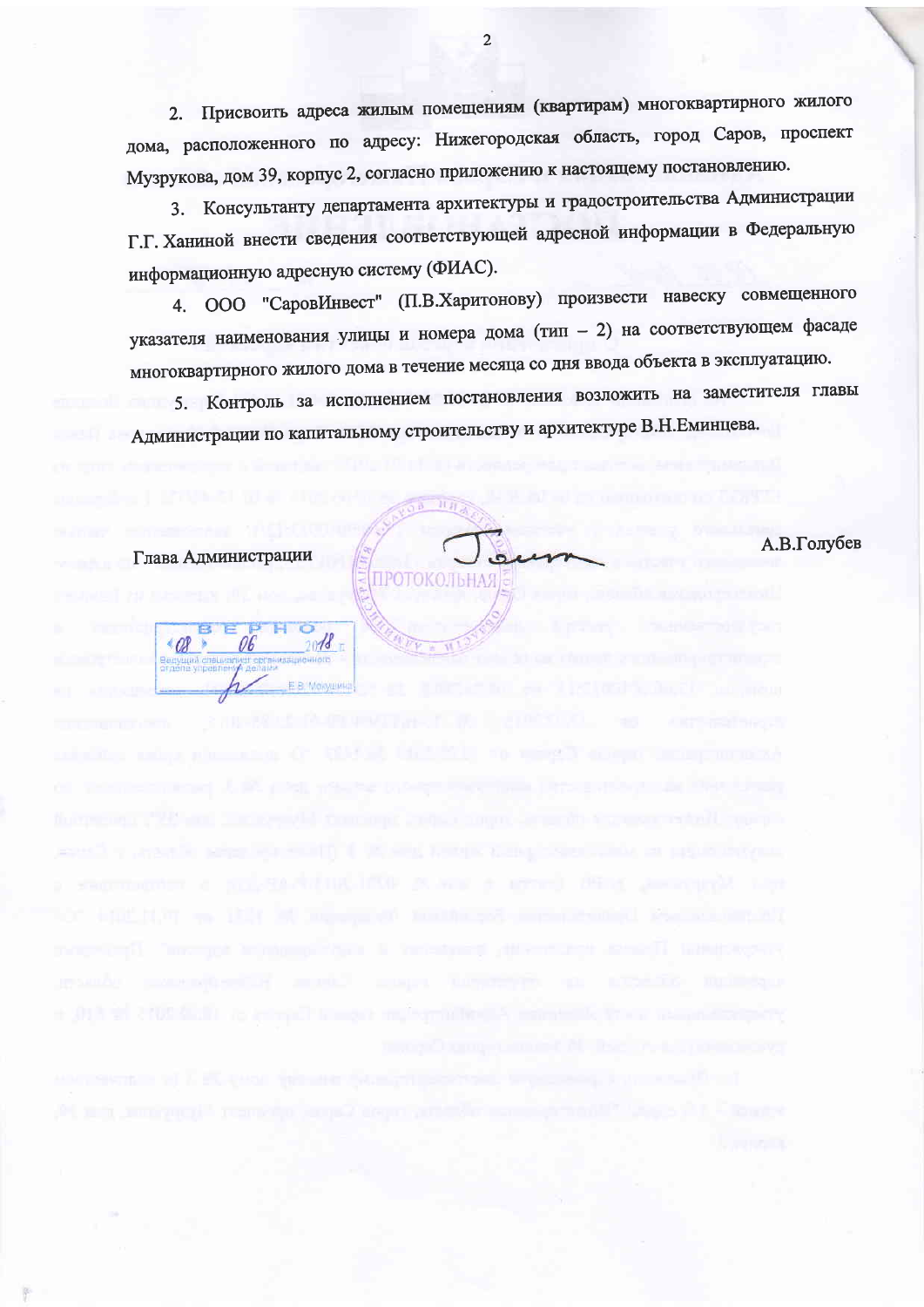2. Присвоить адреса жилым помещениям (квартирам) многоквартирного жилого дома, расположенного по адресу: Нижегородская область, город Саров, проспект Музрукова, дом 39, корпус 2, согласно приложению к настоящему постановлению.

3. Консультанту департамента архитектуры и градостроительства Администрации Г.Г. Ханиной внести сведения соответствующей адресной информации в Федеральную информационную адресную систему (ФИАС).

4. ООО "СаровИнвест" (П.В.Харитонову) произвести навеску совмещенного указателя наименования улицы и номера дома (тип – 2) на соответствующем фасаде многоквартирного жилого дома в течение месяца со дня ввода объекта в эксплуатацию.

5. Контроль за исполнением постановления возложить на заместителя главы Администрации по капитальному строительству и архитектуре В.Н.Еминцева.

Глава Администрации А.В.Голубев

ПРОТОКОЛЬНАЯ

ВЕРНО
« 08 » 06 2018 г.
Ведущий специалист организационного отдела управления делами
Е.В.Мокушина